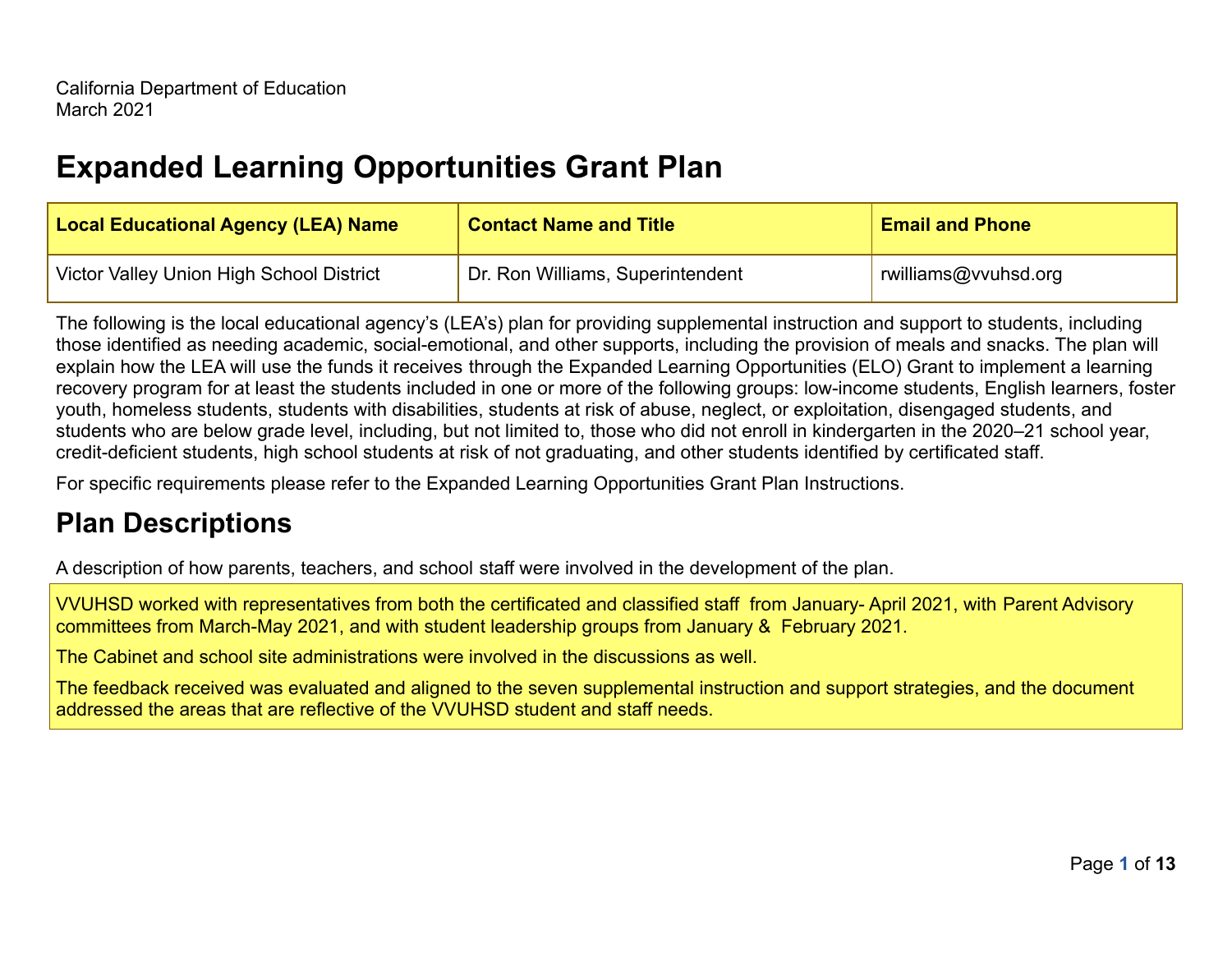California Department of Education
March 2021

# Expanded Learning Opportunities Grant Plan

| Local Educational Agency (LEA) Name | Contact Name and Title | Email and Phone |
| --- | --- | --- |
| Victor Valley Union High School District | Dr. Ron Williams, Superintendent | rwilliams@vvuhsd.org |

The following is the local educational agency's (LEA's) plan for providing supplemental instruction and support to students, including those identified as needing academic, social-emotional, and other supports, including the provision of meals and snacks. The plan will explain how the LEA will use the funds it receives through the Expanded Learning Opportunities (ELO) Grant to implement a learning recovery program for at least the students included in one or more of the following groups: low-income students, English learners, foster youth, homeless students, students with disabilities, students at risk of abuse, neglect, or exploitation, disengaged students, and students who are below grade level, including, but not limited to, those who did not enroll in kindergarten in the 2020–21 school year, credit-deficient students, high school students at risk of not graduating, and other students identified by certificated staff.

For specific requirements please refer to the Expanded Learning Opportunities Grant Plan Instructions.

## Plan Descriptions

A description of how parents, teachers, and school staff were involved in the development of the plan.

VVUHSD worked with representatives from both the certificated and classified staff from January- April 2021, with Parent Advisory committees from March-May 2021, and with student leadership groups from January & February 2021.

The Cabinet and school site administrations were involved in the discussions as well.

The feedback received was evaluated and aligned to the seven supplemental instruction and support strategies, and the document addressed the areas that are reflective of the VVUHSD student and staff needs.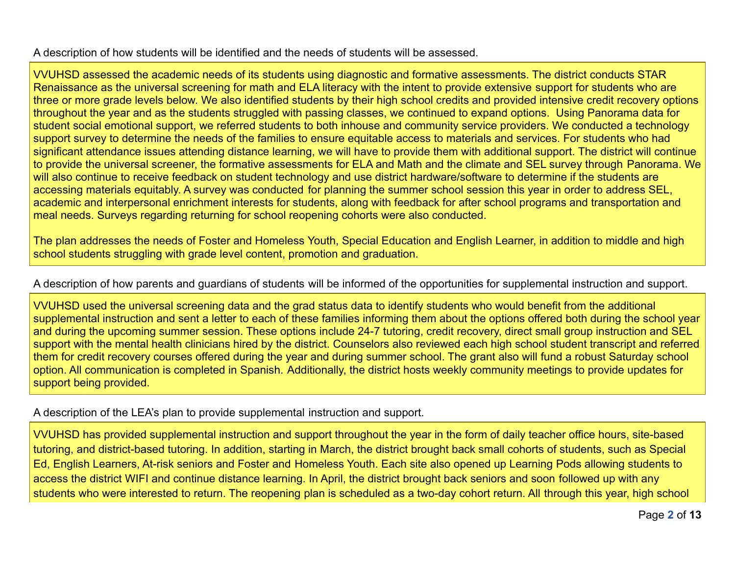A description of how students will be identified and the needs of students will be assessed.

VVUHSD assessed the academic needs of its students using diagnostic and formative assessments. The district conducts STAR Renaissance as the universal screening for math and ELA literacy with the intent to provide extensive support for students who are three or more grade levels below. We also identified students by their high school credits and provided intensive credit recovery options throughout the year and as the students struggled with passing classes, we continued to expand options. Using Panorama data for student social emotional support, we referred students to both inhouse and community service providers. We conducted a technology support survey to determine the needs of the families to ensure equitable access to materials and services. For students who had significant attendance issues attending distance learning, we will have to provide them with additional support. The district will continue to provide the universal screener, the formative assessments for ELA and Math and the climate and SEL survey through Panorama. We will also continue to receive feedback on student technology and use district hardware/software to determine if the students are accessing materials equitably. A survey was conducted for planning the summer school session this year in order to address SEL, academic and interpersonal enrichment interests for students, along with feedback for after school programs and transportation and meal needs. Surveys regarding returning for school reopening cohorts were also conducted.

The plan addresses the needs of Foster and Homeless Youth, Special Education and English Learner, in addition to middle and high school students struggling with grade level content, promotion and graduation.

A description of how parents and guardians of students will be informed of the opportunities for supplemental instruction and support.

VVUHSD used the universal screening data and the grad status data to identify students who would benefit from the additional supplemental instruction and sent a letter to each of these families informing them about the options offered both during the school year and during the upcoming summer session. These options include 24-7 tutoring, credit recovery, direct small group instruction and SEL support with the mental health clinicians hired by the district. Counselors also reviewed each high school student transcript and referred them for credit recovery courses offered during the year and during summer school. The grant also will fund a robust Saturday school option. All communication is completed in Spanish. Additionally, the district hosts weekly community meetings to provide updates for support being provided.

A description of the LEA's plan to provide supplemental instruction and support.

VVUHSD has provided supplemental instruction and support throughout the year in the form of daily teacher office hours, site-based tutoring, and district-based tutoring. In addition, starting in March, the district brought back small cohorts of students, such as Special Ed, English Learners, At-risk seniors and Foster and Homeless Youth. Each site also opened up Learning Pods allowing students to access the district WIFI and continue distance learning. In April, the district brought back seniors and soon followed up with any students who were interested to return. The reopening plan is scheduled as a two-day cohort return. All through this year, high school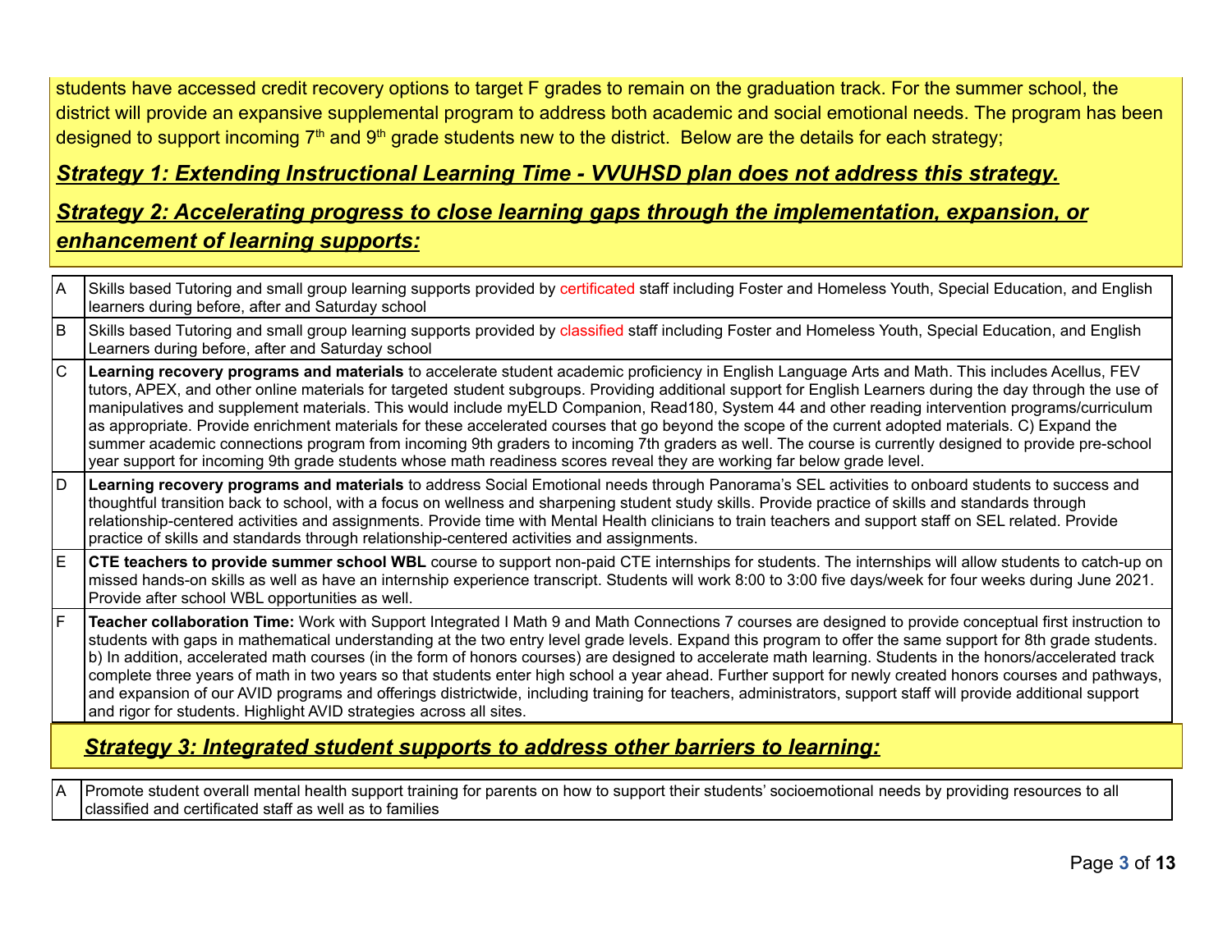students have accessed credit recovery options to target F grades to remain on the graduation track. For the summer school, the district will provide an expansive supplemental program to address both academic and social emotional needs. The program has been designed to support incoming 7th and 9th grade students new to the district. Below are the details for each strategy;

***Strategy 1: Extending Instructional Learning Time - VVUHSD plan does not address this strategy.***

***Strategy 2: Accelerating progress to close learning gaps through the implementation, expansion, or enhancement of learning supports:***

| | |
|---|---|
| A | Skills based Tutoring and small group learning supports provided by certificated staff including Foster and Homeless Youth, Special Education, and English learners during before, after and Saturday school |
| B | Skills based Tutoring and small group learning supports provided by classified staff including Foster and Homeless Youth, Special Education, and English Learners during before, after and Saturday school |
| C | **Learning recovery programs and materials** to accelerate student academic proficiency in English Language Arts and Math. This includes Acellus, FEV tutors, APEX, and other online materials for targeted student subgroups. Providing additional support for English Learners during the day through the use of manipulatives and supplement materials. This would include myELD Companion, Read180, System 44 and other reading intervention programs/curriculum as appropriate. Provide enrichment materials for these accelerated courses that go beyond the scope of the current adopted materials. C) Expand the summer academic connections program from incoming 9th graders to incoming 7th graders as well. The course is currently designed to provide pre-school year support for incoming 9th grade students whose math readiness scores reveal they are working far below grade level. |
| D | **Learning recovery programs and materials** to address Social Emotional needs through Panorama's SEL activities to onboard students to success and thoughtful transition back to school, with a focus on wellness and sharpening student study skills. Provide practice of skills and standards through relationship-centered activities and assignments. Provide time with Mental Health clinicians to train teachers and support staff on SEL related. Provide practice of skills and standards through relationship-centered activities and assignments. |
| E | **CTE teachers to provide summer school WBL** course to support non-paid CTE internships for students. The internships will allow students to catch-up on missed hands-on skills as well as have an internship experience transcript. Students will work 8:00 to 3:00 five days/week for four weeks during June 2021. Provide after school WBL opportunities as well. |
| F | **Teacher collaboration Time:** Work with Support Integrated I Math 9 and Math Connections 7 courses are designed to provide conceptual first instruction to students with gaps in mathematical understanding at the two entry level grade levels. Expand this program to offer the same support for 8th grade students. b) In addition, accelerated math courses (in the form of honors courses) are designed to accelerate math learning. Students in the honors/accelerated track complete three years of math in two years so that students enter high school a year ahead. Further support for newly created honors courses and pathways, and expansion of our AVID programs and offerings districtwide, including training for teachers, administrators, support staff will provide additional support and rigor for students. Highlight AVID strategies across all sites. |

***Strategy 3: Integrated student supports to address other barriers to learning:***

| | |
|---|---|
| A | Promote student overall mental health support training for parents on how to support their students' socioemotional needs by providing resources to all classified and certificated staff as well as to families |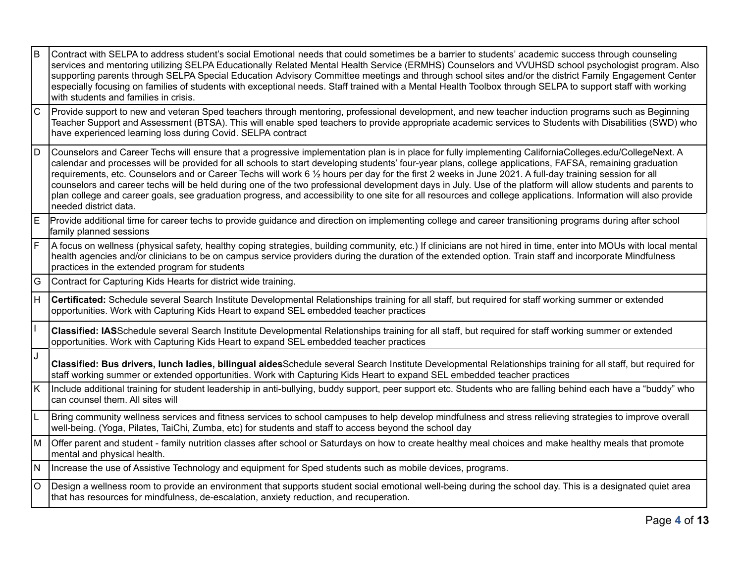| | |
|---|---|
| B | Contract with SELPA to address student's social Emotional needs that could sometimes be a barrier to students' academic success through counseling services and mentoring utilizing SELPA Educationally Related Mental Health Service (ERMHS) Counselors and VVUHSD school psychologist program. Also supporting parents through SELPA Special Education Advisory Committee meetings and through school sites and/or the district Family Engagement Center especially focusing on families of students with exceptional needs. Staff trained with a Mental Health Toolbox through SELPA to support staff with working with students and families in crisis. |
| C | Provide support to new and veteran Sped teachers through mentoring, professional development, and new teacher induction programs such as Beginning Teacher Support and Assessment (BTSA). This will enable sped teachers to provide appropriate academic services to Students with Disabilities (SWD) who have experienced learning loss during Covid. SELPA contract |
| D | Counselors and Career Techs will ensure that a progressive implementation plan is in place for fully implementing CaliforniaColleges.edu/CollegeNext. A calendar and processes will be provided for all schools to start developing students' four-year plans, college applications, FAFSA, remaining graduation requirements, etc. Counselors and or Career Techs will work 6 ½ hours per day for the first 2 weeks in June 2021. A full-day training session for all counselors and career techs will be held during one of the two professional development days in July. Use of the platform will allow students and parents to plan college and career goals, see graduation progress, and accessibility to one site for all resources and college applications. Information will also provide needed district data. |
| E | Provide additional time for career techs to provide guidance and direction on implementing college and career transitioning programs during after school family planned sessions |
| F | A focus on wellness (physical safety, healthy coping strategies, building community, etc.) If clinicians are not hired in time, enter into MOUs with local mental health agencies and/or clinicians to be on campus service providers during the duration of the extended option. Train staff and incorporate Mindfulness practices in the extended program for students |
| G | Contract for Capturing Kids Hearts for district wide training. |
| H | **Certificated:** Schedule several Search Institute Developmental Relationships training for all staff, but required for staff working summer or extended opportunities. Work with Capturing Kids Heart to expand SEL embedded teacher practices |
| I | **Classified: IAS**Schedule several Search Institute Developmental Relationships training for all staff, but required for staff working summer or extended opportunities. Work with Capturing Kids Heart to expand SEL embedded teacher practices |
| J | **Classified: Bus drivers, lunch ladies, bilingual aides**Schedule several Search Institute Developmental Relationships training for all staff, but required for staff working summer or extended opportunities. Work with Capturing Kids Heart to expand SEL embedded teacher practices |
| K | Include additional training for student leadership in anti-bullying, buddy support, peer support etc. Students who are falling behind each have a "buddy" who can counsel them. All sites will |
| L | Bring community wellness services and fitness services to school campuses to help develop mindfulness and stress relieving strategies to improve overall well-being. (Yoga, Pilates, TaiChi, Zumba, etc) for students and staff to access beyond the school day |
| M | Offer parent and student - family nutrition classes after school or Saturdays on how to create healthy meal choices and make healthy meals that promote mental and physical health. |
| N | Increase the use of Assistive Technology and equipment for Sped students such as mobile devices, programs. |
| O | Design a wellness room to provide an environment that supports student social emotional well-being during the school day. This is a designated quiet area that has resources for mindfulness, de-escalation, anxiety reduction, and recuperation. |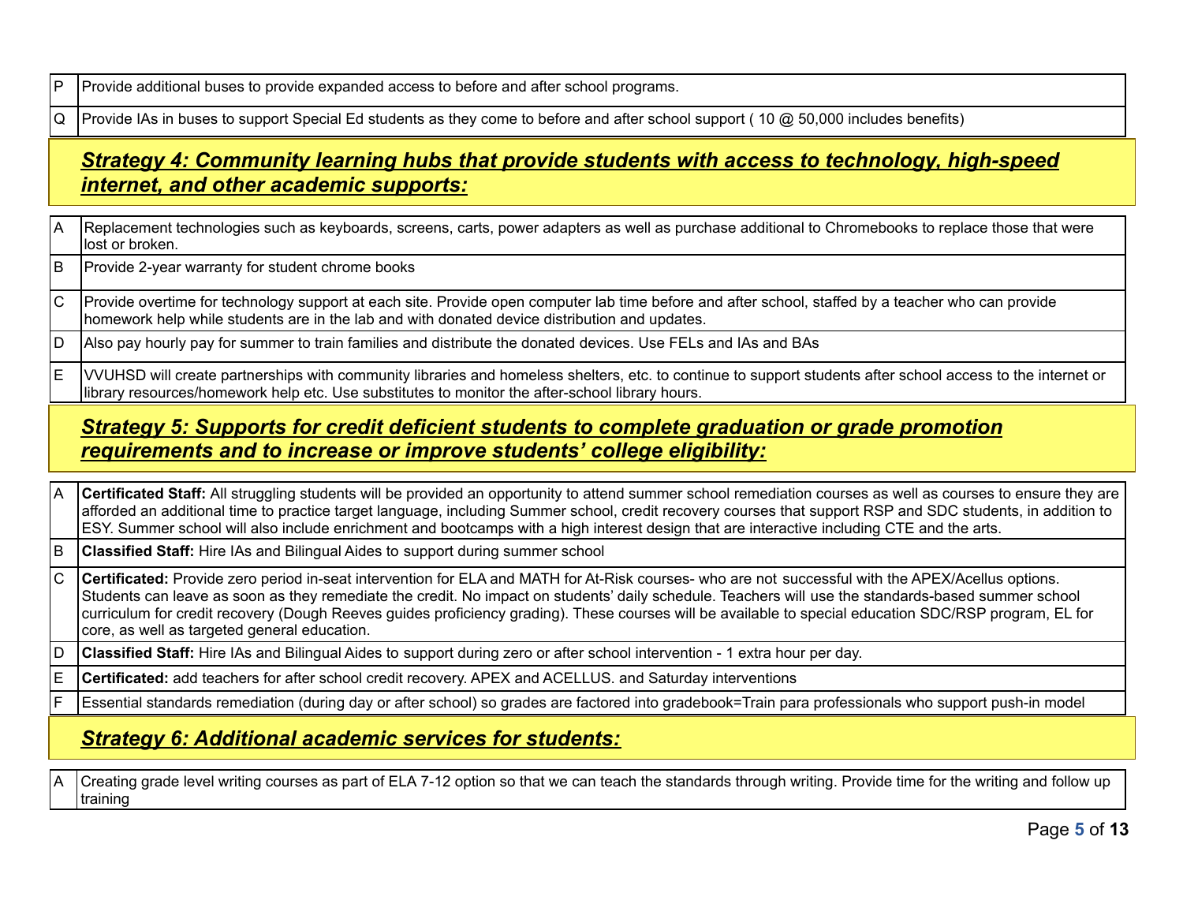| | |
|---|---|
| P | Provide additional buses to provide expanded access to before and after school programs. |
| Q | Provide IAs in buses to support Special Ed students as they come to before and after school support ( 10 @ 50,000 includes benefits) |

### ***Strategy 4: Community learning hubs that provide students with access to technology, high-speed internet, and other academic supports:***

| | |
|---|---|
| A | Replacement technologies such as keyboards, screens, carts, power adapters as well as purchase additional to Chromebooks to replace those that were lost or broken. |
| B | Provide 2-year warranty for student chrome books |
| C | Provide overtime for technology support at each site. Provide open computer lab time before and after school, staffed by a teacher who can provide homework help while students are in the lab and with donated device distribution and updates. |
| D | Also pay hourly pay for summer to train families and distribute the donated devices. Use FELs and IAs and BAs |
| E | VVUHSD will create partnerships with community libraries and homeless shelters, etc. to continue to support students after school access to the internet or library resources/homework help etc. Use substitutes to monitor the after-school library hours. |

### ***Strategy 5: Supports for credit deficient students to complete graduation or grade promotion requirements and to increase or improve students' college eligibility:***

| | |
|---|---|
| A | **Certificated Staff:** All struggling students will be provided an opportunity to attend summer school remediation courses as well as courses to ensure they are afforded an additional time to practice target language, including Summer school, credit recovery courses that support RSP and SDC students, in addition to ESY. Summer school will also include enrichment and bootcamps with a high interest design that are interactive including CTE and the arts. |
| B | **Classified Staff:** Hire IAs and Bilingual Aides to support during summer school |
| C | **Certificated:** Provide zero period in-seat intervention for ELA and MATH for At-Risk courses- who are not successful with the APEX/Acellus options. Students can leave as soon as they remediate the credit. No impact on students' daily schedule. Teachers will use the standards-based summer school curriculum for credit recovery (Dough Reeves guides proficiency grading). These courses will be available to special education SDC/RSP program, EL for core, as well as targeted general education. |
| D | **Classified Staff:** Hire IAs and Bilingual Aides to support during zero or after school intervention - 1 extra hour per day. |
| E | **Certificated:** add teachers for after school credit recovery. APEX and ACELLUS. and Saturday interventions |
| F | Essential standards remediation (during day or after school) so grades are factored into gradebook=Train para professionals who support push-in model |

### ***Strategy 6: Additional academic services for students:***

| | |
|---|---|
| A | Creating grade level writing courses as part of ELA 7-12 option so that we can teach the standards through writing. Provide time for the writing and follow up training |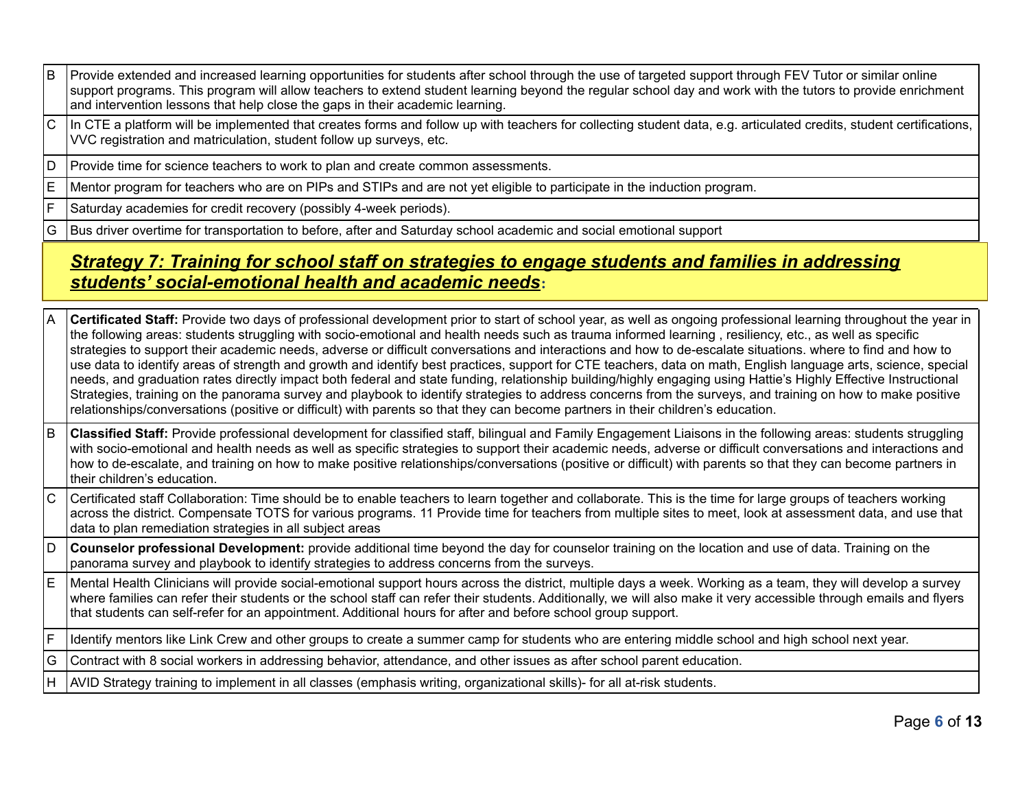| | |
|---|---|
| B | Provide extended and increased learning opportunities for students after school through the use of targeted support through FEV Tutor or similar online support programs. This program will allow teachers to extend student learning beyond the regular school day and work with the tutors to provide enrichment and intervention lessons that help close the gaps in their academic learning. |
| C | In CTE a platform will be implemented that creates forms and follow up with teachers for collecting student data, e.g. articulated credits, student certifications, VVC registration and matriculation, student follow up surveys, etc. |
| D | Provide time for science teachers to work to plan and create common assessments. |
| E | Mentor program for teachers who are on PIPs and STIPs and are not yet eligible to participate in the induction program. |
| F | Saturday academies for credit recovery (possibly 4-week periods). |
| G | Bus driver overtime for transportation to before, after and Saturday school academic and social emotional support |

## ***Strategy 7: Training for school staff on strategies to engage students and families in addressing students' social-emotional health and academic needs*:**

| | |
|---|---|
| A | **Certificated Staff:** Provide two days of professional development prior to start of school year, as well as ongoing professional learning throughout the year in the following areas: students struggling with socio-emotional and health needs such as trauma informed learning , resiliency, etc., as well as specific strategies to support their academic needs, adverse or difficult conversations and interactions and how to de-escalate situations. where to find and how to use data to identify areas of strength and growth and identify best practices, support for CTE teachers, data on math, English language arts, science, special needs, and graduation rates directly impact both federal and state funding, relationship building/highly engaging using Hattie's Highly Effective Instructional Strategies, training on the panorama survey and playbook to identify strategies to address concerns from the surveys, and training on how to make positive relationships/conversations (positive or difficult) with parents so that they can become partners in their children's education. |
| B | **Classified Staff:** Provide professional development for classified staff, bilingual and Family Engagement Liaisons in the following areas: students struggling with socio-emotional and health needs as well as specific strategies to support their academic needs, adverse or difficult conversations and interactions and how to de-escalate, and training on how to make positive relationships/conversations (positive or difficult) with parents so that they can become partners in their children's education. |
| C | Certificated staff Collaboration: Time should be to enable teachers to learn together and collaborate. This is the time for large groups of teachers working across the district. Compensate TOTS for various programs. 11 Provide time for teachers from multiple sites to meet, look at assessment data, and use that data to plan remediation strategies in all subject areas |
| D | **Counselor professional Development:** provide additional time beyond the day for counselor training on the location and use of data. Training on the panorama survey and playbook to identify strategies to address concerns from the surveys. |
| E | Mental Health Clinicians will provide social-emotional support hours across the district, multiple days a week. Working as a team, they will develop a survey where families can refer their students or the school staff can refer their students. Additionally, we will also make it very accessible through emails and flyers that students can self-refer for an appointment. Additional hours for after and before school group support. |
| F | Identify mentors like Link Crew and other groups to create a summer camp for students who are entering middle school and high school next year. |
| G | Contract with 8 social workers in addressing behavior, attendance, and other issues as after school parent education. |
| H | AVID Strategy training to implement in all classes (emphasis writing, organizational skills)- for all at-risk students. |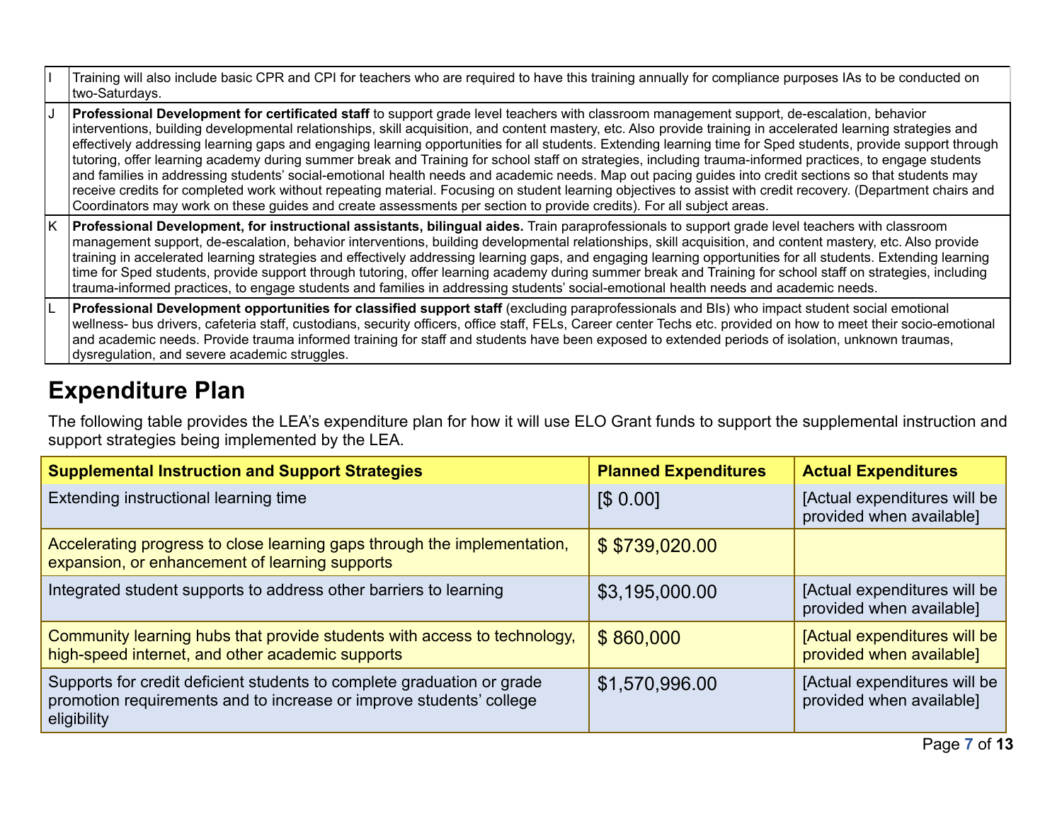| | |
|---|---|
| I | Training will also include basic CPR and CPI for teachers who are required to have this training annually for compliance purposes IAs to be conducted on two-Saturdays. |
| J | **Professional Development for certificated staff** to support grade level teachers with classroom management support, de-escalation, behavior interventions, building developmental relationships, skill acquisition, and content mastery, etc. Also provide training in accelerated learning strategies and effectively addressing learning gaps and engaging learning opportunities for all students. Extending learning time for Sped students, provide support through tutoring, offer learning academy during summer break and Training for school staff on strategies, including trauma-informed practices, to engage students and families in addressing students' social-emotional health needs and academic needs. Map out pacing guides into credit sections so that students may receive credits for completed work without repeating material. Focusing on student learning objectives to assist with credit recovery. (Department chairs and Coordinators may work on these guides and create assessments per section to provide credits). For all subject areas. |
| K | **Professional Development, for instructional assistants, bilingual aides.** Train paraprofessionals to support grade level teachers with classroom management support, de-escalation, behavior interventions, building developmental relationships, skill acquisition, and content mastery, etc. Also provide training in accelerated learning strategies and effectively addressing learning gaps, and engaging learning opportunities for all students. Extending learning time for Sped students, provide support through tutoring, offer learning academy during summer break and Training for school staff on strategies, including trauma-informed practices, to engage students and families in addressing students' social-emotional health needs and academic needs. |
| L | **Professional Development opportunities for classified support staff** (excluding paraprofessionals and BIs) who impact student social emotional wellness- bus drivers, cafeteria staff, custodians, security officers, office staff, FELs, Career center Techs etc. provided on how to meet their socio-emotional and academic needs. Provide trauma informed training for staff and students have been exposed to extended periods of isolation, unknown traumas, dysregulation, and severe academic struggles. |

## Expenditure Plan

The following table provides the LEA's expenditure plan for how it will use ELO Grant funds to support the supplemental instruction and support strategies being implemented by the LEA.

| Supplemental Instruction and Support Strategies | Planned Expenditures | Actual Expenditures |
|---|---|---|
| Extending instructional learning time | [$ 0.00] | [Actual expenditures will be provided when available] |
| Accelerating progress to close learning gaps through the implementation, expansion, or enhancement of learning supports | $ $739,020.00 | |
| Integrated student supports to address other barriers to learning | $3,195,000.00 | [Actual expenditures will be provided when available] |
| Community learning hubs that provide students with access to technology, high-speed internet, and other academic supports | $ 860,000 | [Actual expenditures will be provided when available] |
| Supports for credit deficient students to complete graduation or grade promotion requirements and to increase or improve students' college eligibility | $1,570,996.00 | [Actual expenditures will be provided when available] |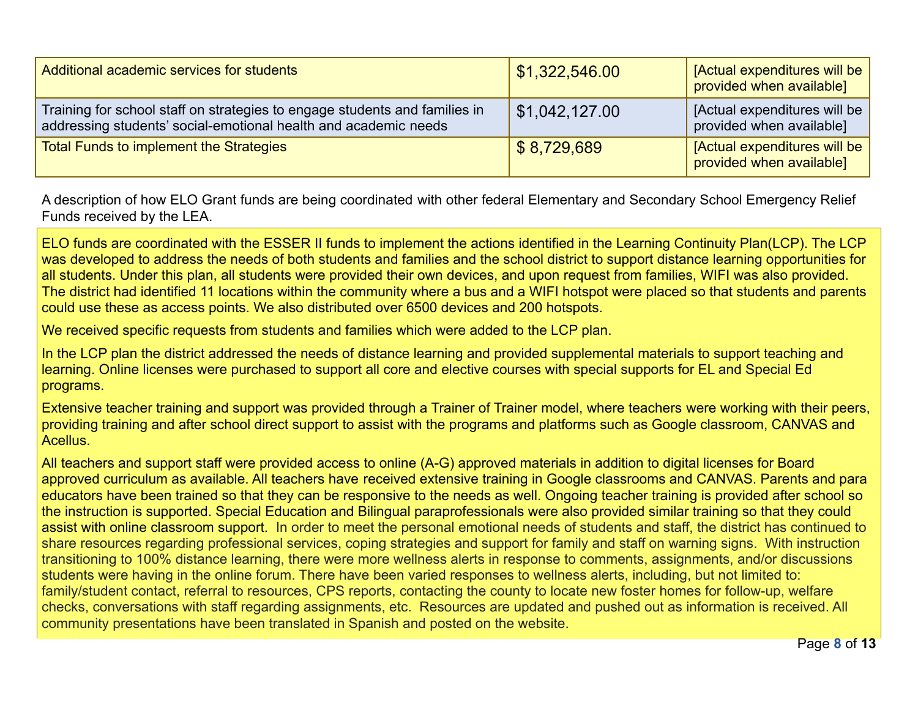| | | |
|---|---|---|
| Additional academic services for students | $1,322,546.00 | [Actual expenditures will be provided when available] |
| Training for school staff on strategies to engage students and families in addressing students' social-emotional health and academic needs | $1,042,127.00 | [Actual expenditures will be provided when available] |
| Total Funds to implement the Strategies | $ 8,729,689 | [Actual expenditures will be provided when available] |

A description of how ELO Grant funds are being coordinated with other federal Elementary and Secondary School Emergency Relief Funds received by the LEA.

ELO funds are coordinated with the ESSER II funds to implement the actions identified in the Learning Continuity Plan(LCP). The LCP was developed to address the needs of both students and families and the school district to support distance learning opportunities for all students. Under this plan, all students were provided their own devices, and upon request from families, WIFI was also provided. The district had identified 11 locations within the community where a bus and a WIFI hotspot were placed so that students and parents could use these as access points. We also distributed over 6500 devices and 200 hotspots.

We received specific requests from students and families which were added to the LCP plan.

In the LCP plan the district addressed the needs of distance learning and provided supplemental materials to support teaching and learning. Online licenses were purchased to support all core and elective courses with special supports for EL and Special Ed programs.

Extensive teacher training and support was provided through a Trainer of Trainer model, where teachers were working with their peers, providing training and after school direct support to assist with the programs and platforms such as Google classroom, CANVAS and Acellus.

All teachers and support staff were provided access to online (A-G) approved materials in addition to digital licenses for Board approved curriculum as available. All teachers have received extensive training in Google classrooms and CANVAS. Parents and para educators have been trained so that they can be responsive to the needs as well. Ongoing teacher training is provided after school so the instruction is supported. Special Education and Bilingual paraprofessionals were also provided similar training so that they could assist with online classroom support. In order to meet the personal emotional needs of students and staff, the district has continued to share resources regarding professional services, coping strategies and support for family and staff on warning signs. With instruction transitioning to 100% distance learning, there were more wellness alerts in response to comments, assignments, and/or discussions students were having in the online forum. There have been varied responses to wellness alerts, including, but not limited to: family/student contact, referral to resources, CPS reports, contacting the county to locate new foster homes for follow-up, welfare checks, conversations with staff regarding assignments, etc. Resources are updated and pushed out as information is received. All community presentations have been translated in Spanish and posted on the website.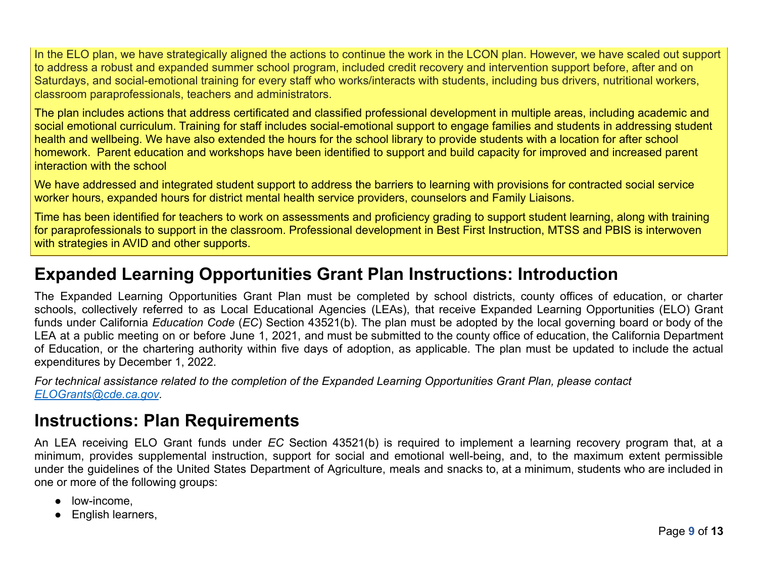In the ELO plan, we have strategically aligned the actions to continue the work in the LCON plan. However, we have scaled out support to address a robust and expanded summer school program, included credit recovery and intervention support before, after and on Saturdays, and social-emotional training for every staff who works/interacts with students, including bus drivers, nutritional workers, classroom paraprofessionals, teachers and administrators.

The plan includes actions that address certificated and classified professional development in multiple areas, including academic and social emotional curriculum. Training for staff includes social-emotional support to engage families and students in addressing student health and wellbeing. We have also extended the hours for the school library to provide students with a location for after school homework.  Parent education and workshops have been identified to support and build capacity for improved and increased parent interaction with the school

We have addressed and integrated student support to address the barriers to learning with provisions for contracted social service worker hours, expanded hours for district mental health service providers, counselors and Family Liaisons.

Time has been identified for teachers to work on assessments and proficiency grading to support student learning, along with training for paraprofessionals to support in the classroom. Professional development in Best First Instruction, MTSS and PBIS is interwoven with strategies in AVID and other supports.

## Expanded Learning Opportunities Grant Plan Instructions: Introduction

The Expanded Learning Opportunities Grant Plan must be completed by school districts, county offices of education, or charter schools, collectively referred to as Local Educational Agencies (LEAs), that receive Expanded Learning Opportunities (ELO) Grant funds under California *Education Code* (*EC*) Section 43521(b). The plan must be adopted by the local governing board or body of the LEA at a public meeting on or before June 1, 2021, and must be submitted to the county office of education, the California Department of Education, or the chartering authority within five days of adoption, as applicable. The plan must be updated to include the actual expenditures by December 1, 2022.

*For technical assistance related to the completion of the Expanded Learning Opportunities Grant Plan, please contact [ELOGrants@cde.ca.gov](mailto:ELOGrants@cde.ca.gov).*

## Instructions: Plan Requirements

An LEA receiving ELO Grant funds under *EC* Section 43521(b) is required to implement a learning recovery program that, at a minimum, provides supplemental instruction, support for social and emotional well-being, and, to the maximum extent permissible under the guidelines of the United States Department of Agriculture, meals and snacks to, at a minimum, students who are included in one or more of the following groups:

- low-income,
- English learners,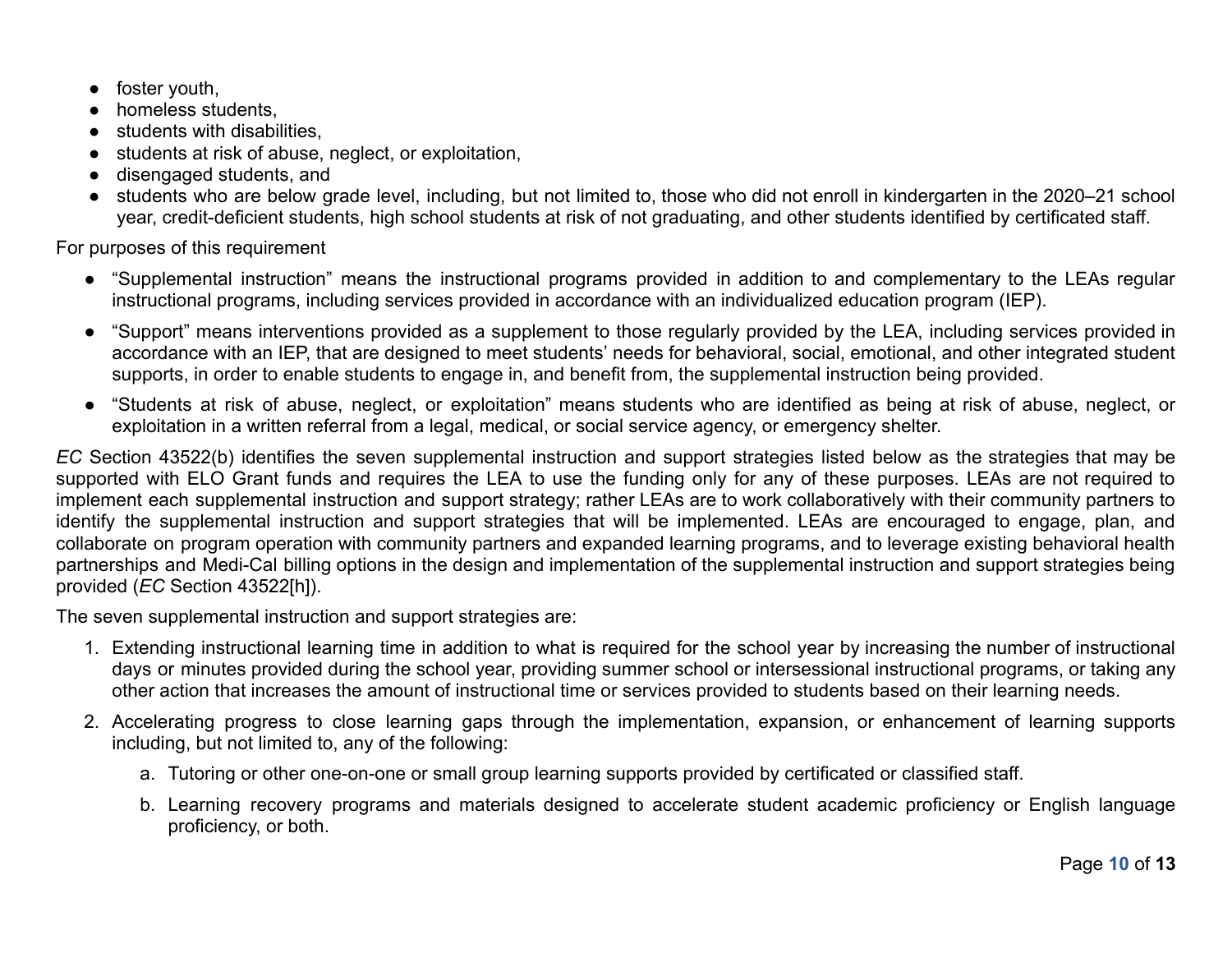- foster youth,
- homeless students,
- students with disabilities,
- students at risk of abuse, neglect, or exploitation,
- disengaged students, and
- students who are below grade level, including, but not limited to, those who did not enroll in kindergarten in the 2020–21 school year, credit-deficient students, high school students at risk of not graduating, and other students identified by certificated staff.

For purposes of this requirement

- "Supplemental instruction" means the instructional programs provided in addition to and complementary to the LEAs regular instructional programs, including services provided in accordance with an individualized education program (IEP).
- "Support" means interventions provided as a supplement to those regularly provided by the LEA, including services provided in accordance with an IEP, that are designed to meet students' needs for behavioral, social, emotional, and other integrated student supports, in order to enable students to engage in, and benefit from, the supplemental instruction being provided.
- "Students at risk of abuse, neglect, or exploitation" means students who are identified as being at risk of abuse, neglect, or exploitation in a written referral from a legal, medical, or social service agency, or emergency shelter.

*EC* Section 43522(b) identifies the seven supplemental instruction and support strategies listed below as the strategies that may be supported with ELO Grant funds and requires the LEA to use the funding only for any of these purposes. LEAs are not required to implement each supplemental instruction and support strategy; rather LEAs are to work collaboratively with their community partners to identify the supplemental instruction and support strategies that will be implemented. LEAs are encouraged to engage, plan, and collaborate on program operation with community partners and expanded learning programs, and to leverage existing behavioral health partnerships and Medi-Cal billing options in the design and implementation of the supplemental instruction and support strategies being provided (*EC* Section 43522[h]).

The seven supplemental instruction and support strategies are:

1. Extending instructional learning time in addition to what is required for the school year by increasing the number of instructional days or minutes provided during the school year, providing summer school or intersessional instructional programs, or taking any other action that increases the amount of instructional time or services provided to students based on their learning needs.
2. Accelerating progress to close learning gaps through the implementation, expansion, or enhancement of learning supports including, but not limited to, any of the following:
    a. Tutoring or other one-on-one or small group learning supports provided by certificated or classified staff.
    b. Learning recovery programs and materials designed to accelerate student academic proficiency or English language proficiency, or both.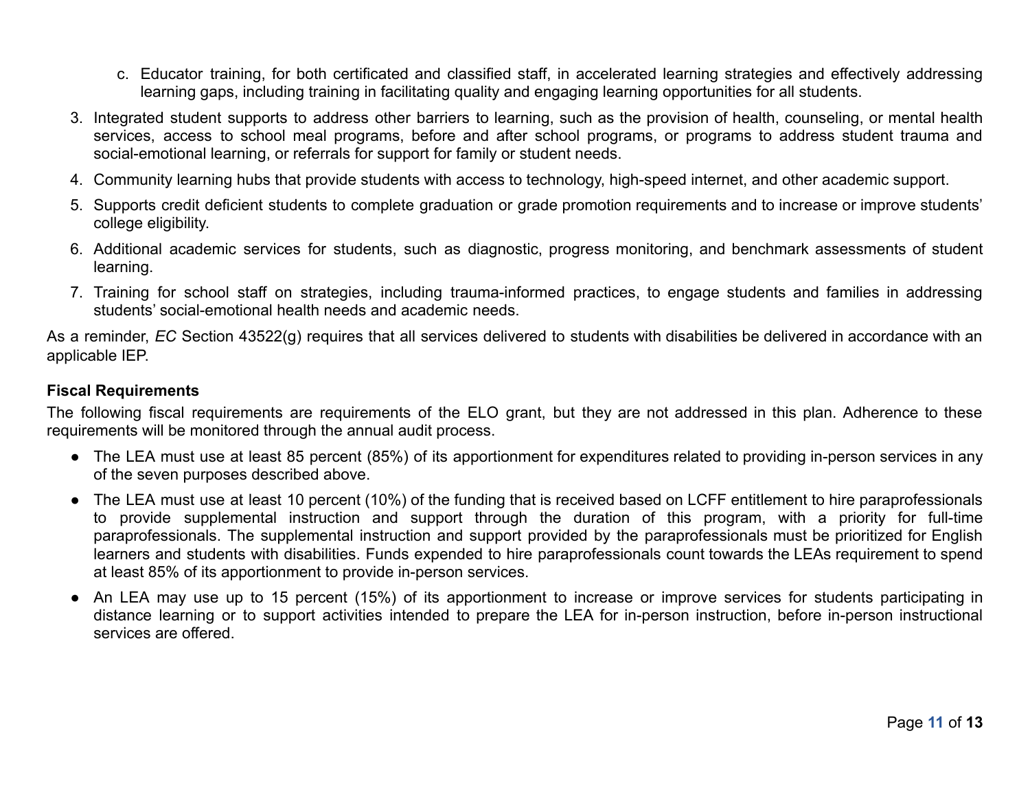c. Educator training, for both certificated and classified staff, in accelerated learning strategies and effectively addressing learning gaps, including training in facilitating quality and engaging learning opportunities for all students.

3. Integrated student supports to address other barriers to learning, such as the provision of health, counseling, or mental health services, access to school meal programs, before and after school programs, or programs to address student trauma and social-emotional learning, or referrals for support for family or student needs.
4. Community learning hubs that provide students with access to technology, high-speed internet, and other academic support.
5. Supports credit deficient students to complete graduation or grade promotion requirements and to increase or improve students' college eligibility.
6. Additional academic services for students, such as diagnostic, progress monitoring, and benchmark assessments of student learning.
7. Training for school staff on strategies, including trauma-informed practices, to engage students and families in addressing students' social-emotional health needs and academic needs.

As a reminder, *EC* Section 43522(g) requires that all services delivered to students with disabilities be delivered in accordance with an applicable IEP.

**Fiscal Requirements**

The following fiscal requirements are requirements of the ELO grant, but they are not addressed in this plan. Adherence to these requirements will be monitored through the annual audit process.

- The LEA must use at least 85 percent (85%) of its apportionment for expenditures related to providing in-person services in any of the seven purposes described above.
- The LEA must use at least 10 percent (10%) of the funding that is received based on LCFF entitlement to hire paraprofessionals to provide supplemental instruction and support through the duration of this program, with a priority for full-time paraprofessionals. The supplemental instruction and support provided by the paraprofessionals must be prioritized for English learners and students with disabilities. Funds expended to hire paraprofessionals count towards the LEAs requirement to spend at least 85% of its apportionment to provide in-person services.
- An LEA may use up to 15 percent (15%) of its apportionment to increase or improve services for students participating in distance learning or to support activities intended to prepare the LEA for in-person instruction, before in-person instructional services are offered.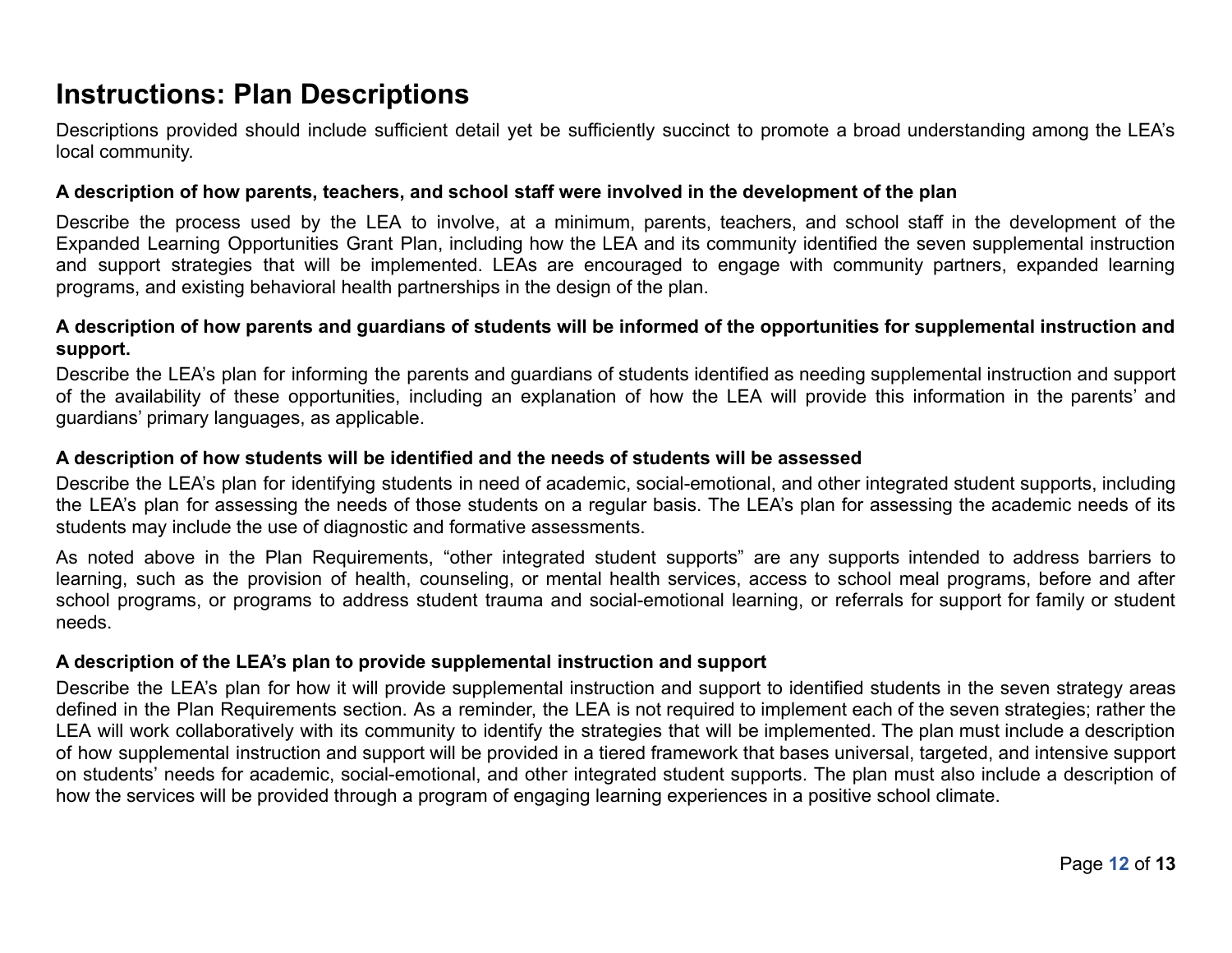# Instructions: Plan Descriptions

Descriptions provided should include sufficient detail yet be sufficiently succinct to promote a broad understanding among the LEA's local community.

**A description of how parents, teachers, and school staff were involved in the development of the plan**

Describe the process used by the LEA to involve, at a minimum, parents, teachers, and school staff in the development of the Expanded Learning Opportunities Grant Plan, including how the LEA and its community identified the seven supplemental instruction and support strategies that will be implemented. LEAs are encouraged to engage with community partners, expanded learning programs, and existing behavioral health partnerships in the design of the plan.

**A description of how parents and guardians of students will be informed of the opportunities for supplemental instruction and support.**

Describe the LEA's plan for informing the parents and guardians of students identified as needing supplemental instruction and support of the availability of these opportunities, including an explanation of how the LEA will provide this information in the parents' and guardians' primary languages, as applicable.

**A description of how students will be identified and the needs of students will be assessed**

Describe the LEA's plan for identifying students in need of academic, social-emotional, and other integrated student supports, including the LEA's plan for assessing the needs of those students on a regular basis. The LEA's plan for assessing the academic needs of its students may include the use of diagnostic and formative assessments.

As noted above in the Plan Requirements, "other integrated student supports" are any supports intended to address barriers to learning, such as the provision of health, counseling, or mental health services, access to school meal programs, before and after school programs, or programs to address student trauma and social-emotional learning, or referrals for support for family or student needs.

**A description of the LEA's plan to provide supplemental instruction and support**

Describe the LEA's plan for how it will provide supplemental instruction and support to identified students in the seven strategy areas defined in the Plan Requirements section. As a reminder, the LEA is not required to implement each of the seven strategies; rather the LEA will work collaboratively with its community to identify the strategies that will be implemented. The plan must include a description of how supplemental instruction and support will be provided in a tiered framework that bases universal, targeted, and intensive support on students' needs for academic, social-emotional, and other integrated student supports. The plan must also include a description of how the services will be provided through a program of engaging learning experiences in a positive school climate.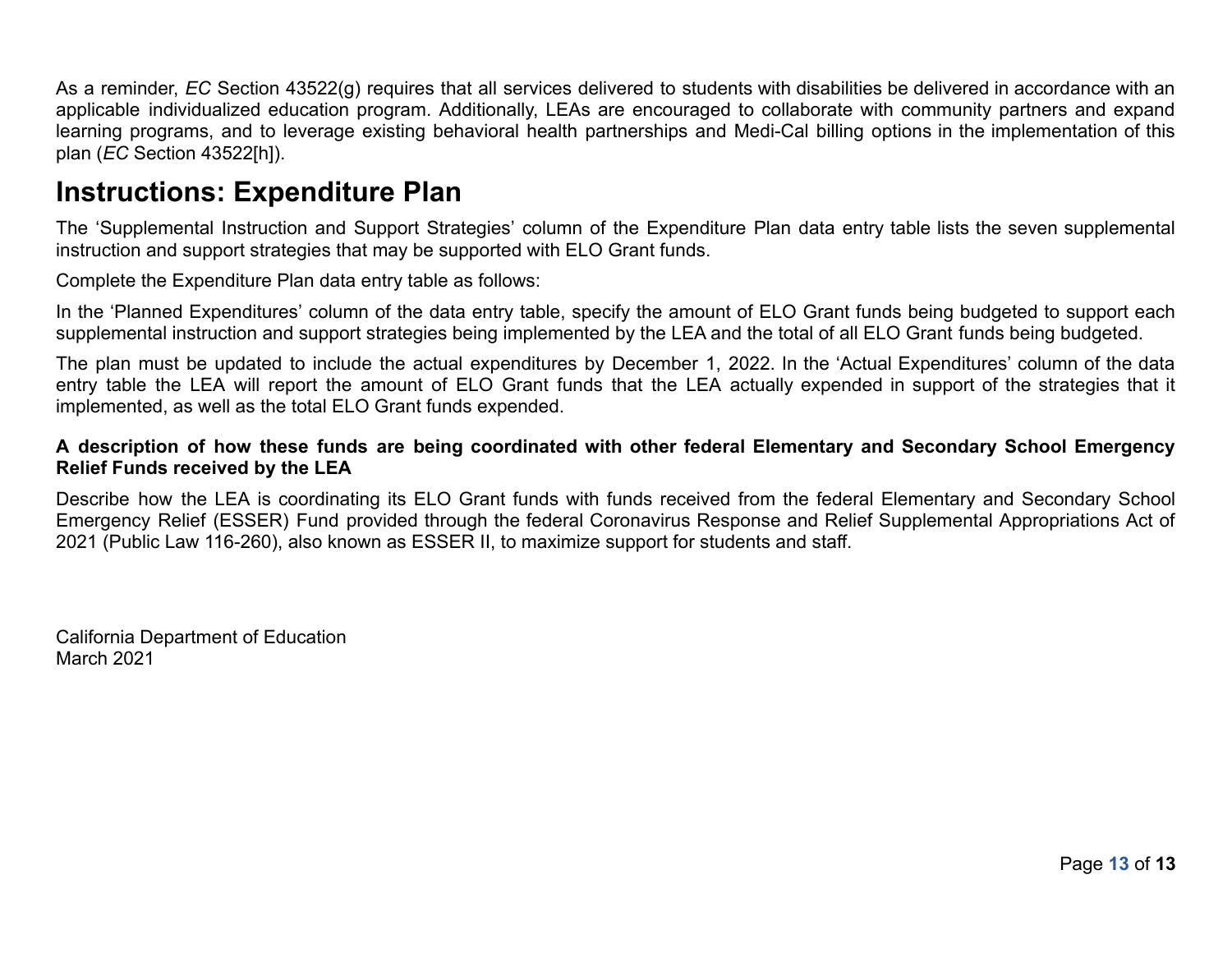As a reminder, *EC* Section 43522(g) requires that all services delivered to students with disabilities be delivered in accordance with an applicable individualized education program. Additionally, LEAs are encouraged to collaborate with community partners and expand learning programs, and to leverage existing behavioral health partnerships and Medi-Cal billing options in the implementation of this plan (*EC* Section 43522[h]).

## Instructions: Expenditure Plan

The 'Supplemental Instruction and Support Strategies' column of the Expenditure Plan data entry table lists the seven supplemental instruction and support strategies that may be supported with ELO Grant funds.

Complete the Expenditure Plan data entry table as follows:

In the 'Planned Expenditures' column of the data entry table, specify the amount of ELO Grant funds being budgeted to support each supplemental instruction and support strategies being implemented by the LEA and the total of all ELO Grant funds being budgeted.

The plan must be updated to include the actual expenditures by December 1, 2022. In the 'Actual Expenditures' column of the data entry table the LEA will report the amount of ELO Grant funds that the LEA actually expended in support of the strategies that it implemented, as well as the total ELO Grant funds expended.

**A description of how these funds are being coordinated with other federal Elementary and Secondary School Emergency Relief Funds received by the LEA**

Describe how the LEA is coordinating its ELO Grant funds with funds received from the federal Elementary and Secondary School Emergency Relief (ESSER) Fund provided through the federal Coronavirus Response and Relief Supplemental Appropriations Act of 2021 (Public Law 116-260), also known as ESSER II, to maximize support for students and staff.

California Department of Education
March 2021